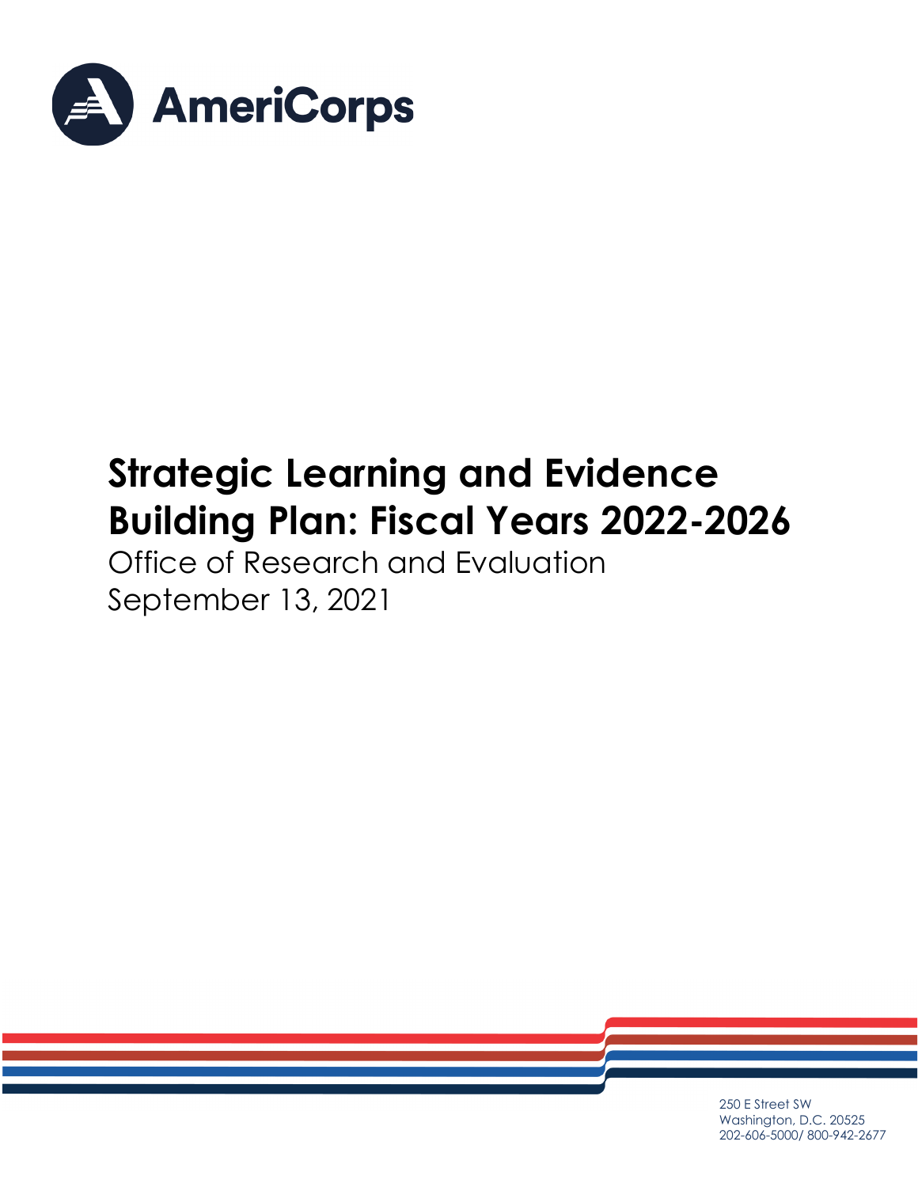AmeriCorps

# Strategic Learning and Evidence Building Plan: Fiscal Years 2022-2026

Office of Research and Evaluation

September 13, 2021

250 E Street SW
Washington, D.C. 20525
202-606-5000/ 800-942-2677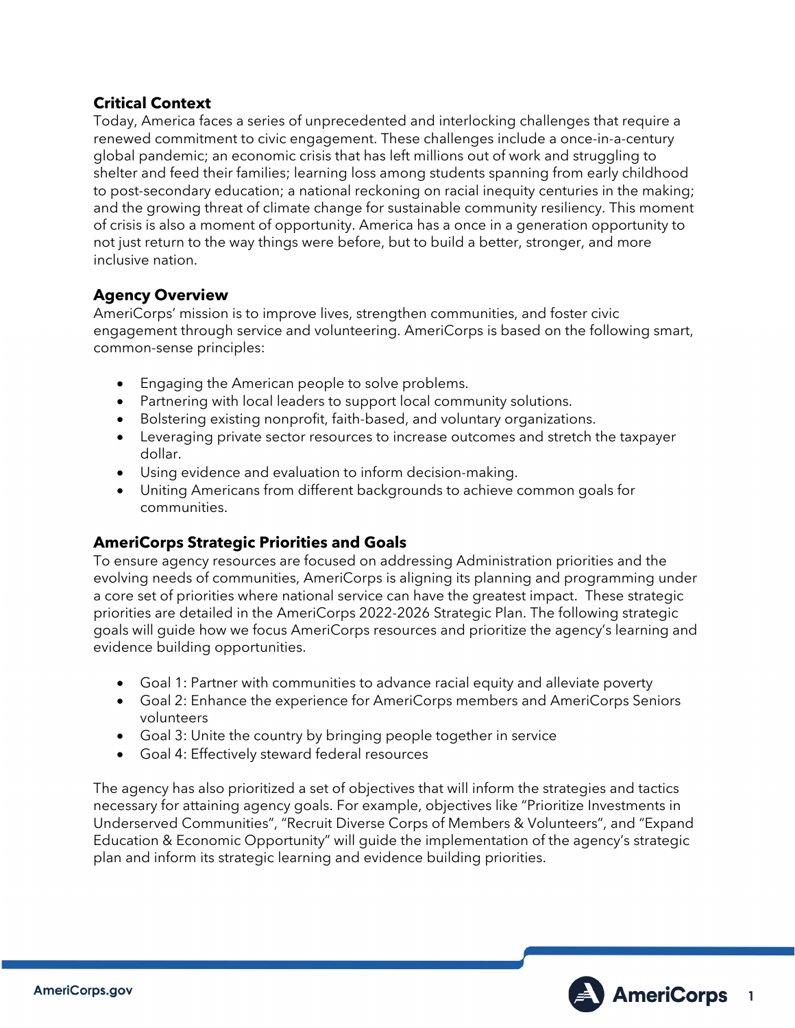## Critical Context

Today, America faces a series of unprecedented and interlocking challenges that require a renewed commitment to civic engagement. These challenges include a once-in-a-century global pandemic; an economic crisis that has left millions out of work and struggling to shelter and feed their families; learning loss among students spanning from early childhood to post-secondary education; a national reckoning on racial inequity centuries in the making; and the growing threat of climate change for sustainable community resiliency. This moment of crisis is also a moment of opportunity. America has a once in a generation opportunity to not just return to the way things were before, but to build a better, stronger, and more inclusive nation.

## Agency Overview

AmeriCorps' mission is to improve lives, strengthen communities, and foster civic engagement through service and volunteering. AmeriCorps is based on the following smart, common-sense principles:

- Engaging the American people to solve problems.
- Partnering with local leaders to support local community solutions.
- Bolstering existing nonprofit, faith-based, and voluntary organizations.
- Leveraging private sector resources to increase outcomes and stretch the taxpayer dollar.
- Using evidence and evaluation to inform decision-making.
- Uniting Americans from different backgrounds to achieve common goals for communities.

## AmeriCorps Strategic Priorities and Goals

To ensure agency resources are focused on addressing Administration priorities and the evolving needs of communities, AmeriCorps is aligning its planning and programming under a core set of priorities where national service can have the greatest impact. These strategic priorities are detailed in the AmeriCorps 2022-2026 Strategic Plan. The following strategic goals will guide how we focus AmeriCorps resources and prioritize the agency's learning and evidence building opportunities.

- Goal 1: Partner with communities to advance racial equity and alleviate poverty
- Goal 2: Enhance the experience for AmeriCorps members and AmeriCorps Seniors volunteers
- Goal 3: Unite the country by bringing people together in service
- Goal 4: Effectively steward federal resources

The agency has also prioritized a set of objectives that will inform the strategies and tactics necessary for attaining agency goals. For example, objectives like "Prioritize Investments in Underserved Communities", "Recruit Diverse Corps of Members & Volunteers", and "Expand Education & Economic Opportunity" will guide the implementation of the agency's strategic plan and inform its strategic learning and evidence building priorities.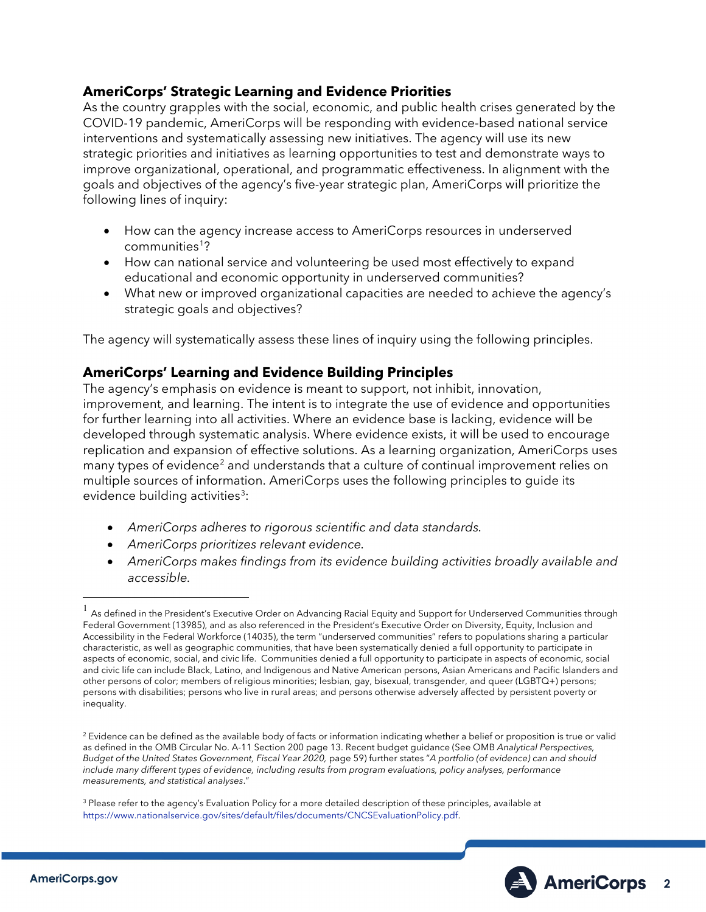## AmeriCorps' Strategic Learning and Evidence Priorities

As the country grapples with the social, economic, and public health crises generated by the COVID-19 pandemic, AmeriCorps will be responding with evidence-based national service interventions and systematically assessing new initiatives. The agency will use its new strategic priorities and initiatives as learning opportunities to test and demonstrate ways to improve organizational, operational, and programmatic effectiveness. In alignment with the goals and objectives of the agency's five-year strategic plan, AmeriCorps will prioritize the following lines of inquiry:

- How can the agency increase access to AmeriCorps resources in underserved communities[1]?
- How can national service and volunteering be used most effectively to expand educational and economic opportunity in underserved communities?
- What new or improved organizational capacities are needed to achieve the agency's strategic goals and objectives?

The agency will systematically assess these lines of inquiry using the following principles.

## AmeriCorps' Learning and Evidence Building Principles

The agency's emphasis on evidence is meant to support, not inhibit, innovation, improvement, and learning. The intent is to integrate the use of evidence and opportunities for further learning into all activities. Where an evidence base is lacking, evidence will be developed through systematic analysis. Where evidence exists, it will be used to encourage replication and expansion of effective solutions. As a learning organization, AmeriCorps uses many types of evidence[2] and understands that a culture of continual improvement relies on multiple sources of information. AmeriCorps uses the following principles to guide its evidence building activities[3]:

- *AmeriCorps adheres to rigorous scientific and data standards.*
- *AmeriCorps prioritizes relevant evidence.*
- *AmeriCorps makes findings from its evidence building activities broadly available and accessible.*

---

[1] As defined in the President's Executive Order on Advancing Racial Equity and Support for Underserved Communities through Federal Government (13985), and as also referenced in the President's Executive Order on Diversity, Equity, Inclusion and Accessibility in the Federal Workforce (14035), the term "underserved communities" refers to populations sharing a particular characteristic, as well as geographic communities, that have been systematically denied a full opportunity to participate in aspects of economic, social, and civic life. Communities denied a full opportunity to participate in aspects of economic, social and civic life can include Black, Latino, and Indigenous and Native American persons, Asian Americans and Pacific Islanders and other persons of color; members of religious minorities; lesbian, gay, bisexual, transgender, and queer (LGBTQ+) persons; persons with disabilities; persons who live in rural areas; and persons otherwise adversely affected by persistent poverty or inequality.

[2] Evidence can be defined as the available body of facts or information indicating whether a belief or proposition is true or valid as defined in the OMB Circular No. A-11 Section 200 page 13. Recent budget guidance (See OMB *Analytical Perspectives, Budget of the United States Government, Fiscal Year 2020,* page 59) further states "*A portfolio (of evidence) can and should include many different types of evidence, including results from program evaluations, policy analyses, performance measurements, and statistical analyses*."

[3] Please refer to the agency's Evaluation Policy for a more detailed description of these principles, available at https://www.nationalservice.gov/sites/default/files/documents/CNCSEvaluationPolicy.pdf.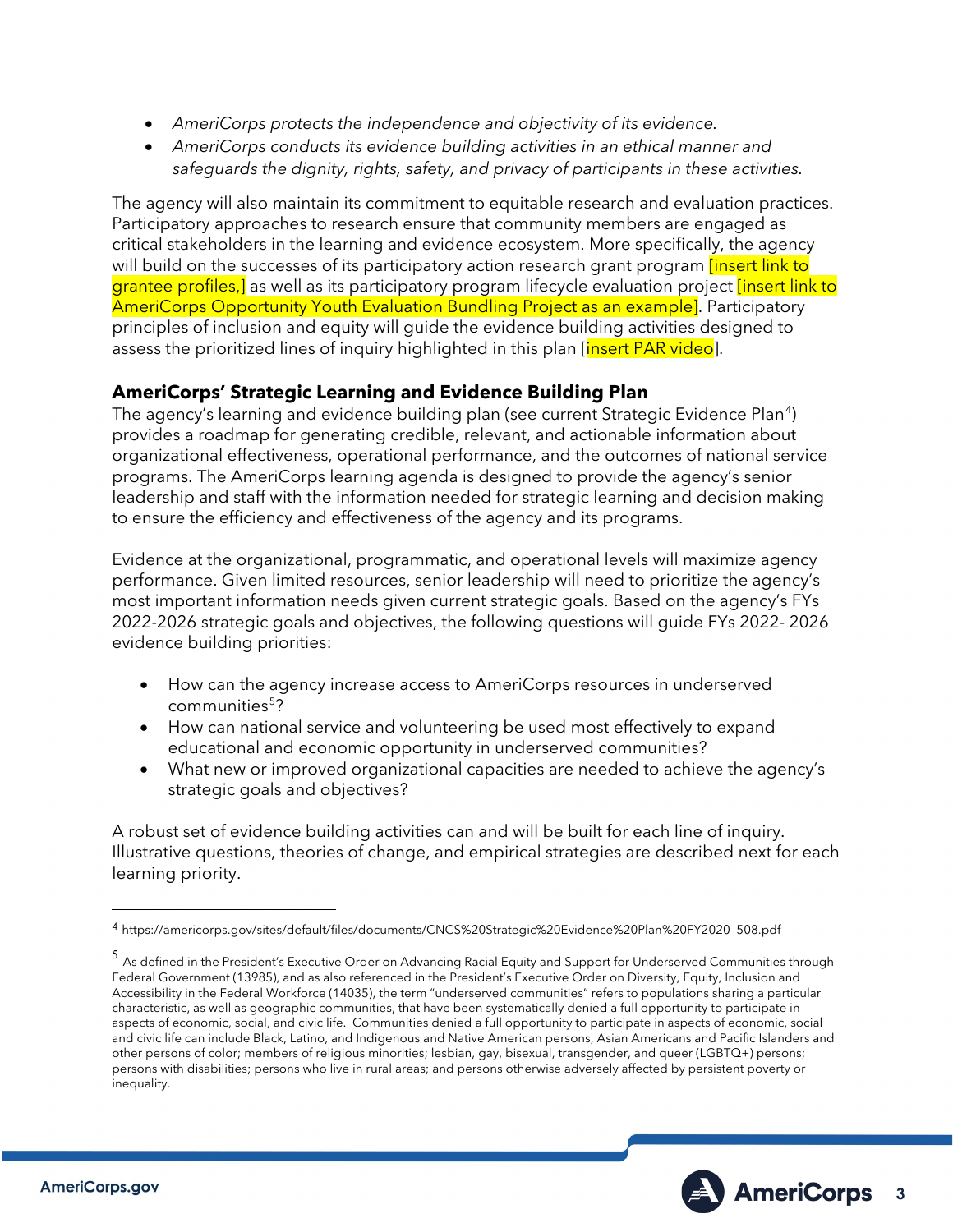- *AmeriCorps protects the independence and objectivity of its evidence.*
- *AmeriCorps conducts its evidence building activities in an ethical manner and safeguards the dignity, rights, safety, and privacy of participants in these activities.*

The agency will also maintain its commitment to equitable research and evaluation practices. Participatory approaches to research ensure that community members are engaged as critical stakeholders in the learning and evidence ecosystem. More specifically, the agency will build on the successes of its participatory action research grant program [insert link to grantee profiles,] as well as its participatory program lifecycle evaluation project [insert link to AmeriCorps Opportunity Youth Evaluation Bundling Project as an example]. Participatory principles of inclusion and equity will guide the evidence building activities designed to assess the prioritized lines of inquiry highlighted in this plan [insert PAR video].

### AmeriCorps' Strategic Learning and Evidence Building Plan

The agency's learning and evidence building plan (see current Strategic Evidence Plan[4]) provides a roadmap for generating credible, relevant, and actionable information about organizational effectiveness, operational performance, and the outcomes of national service programs. The AmeriCorps learning agenda is designed to provide the agency's senior leadership and staff with the information needed for strategic learning and decision making to ensure the efficiency and effectiveness of the agency and its programs.

Evidence at the organizational, programmatic, and operational levels will maximize agency performance. Given limited resources, senior leadership will need to prioritize the agency's most important information needs given current strategic goals. Based on the agency's FYs 2022-2026 strategic goals and objectives, the following questions will guide FYs 2022- 2026 evidence building priorities:

- How can the agency increase access to AmeriCorps resources in underserved communities[5]?
- How can national service and volunteering be used most effectively to expand educational and economic opportunity in underserved communities?
- What new or improved organizational capacities are needed to achieve the agency's strategic goals and objectives?

A robust set of evidence building activities can and will be built for each line of inquiry. Illustrative questions, theories of change, and empirical strategies are described next for each learning priority.

---

[4] https://americorps.gov/sites/default/files/documents/CNCS%20Strategic%20Evidence%20Plan%20FY2020_508.pdf

[5] As defined in the President's Executive Order on Advancing Racial Equity and Support for Underserved Communities through Federal Government (13985), and as also referenced in the President's Executive Order on Diversity, Equity, Inclusion and Accessibility in the Federal Workforce (14035), the term "underserved communities" refers to populations sharing a particular characteristic, as well as geographic communities, that have been systematically denied a full opportunity to participate in aspects of economic, social, and civic life. Communities denied a full opportunity to participate in aspects of economic, social and civic life can include Black, Latino, and Indigenous and Native American persons, Asian Americans and Pacific Islanders and other persons of color; members of religious minorities; lesbian, gay, bisexual, transgender, and queer (LGBTQ+) persons; persons with disabilities; persons who live in rural areas; and persons otherwise adversely affected by persistent poverty or inequality.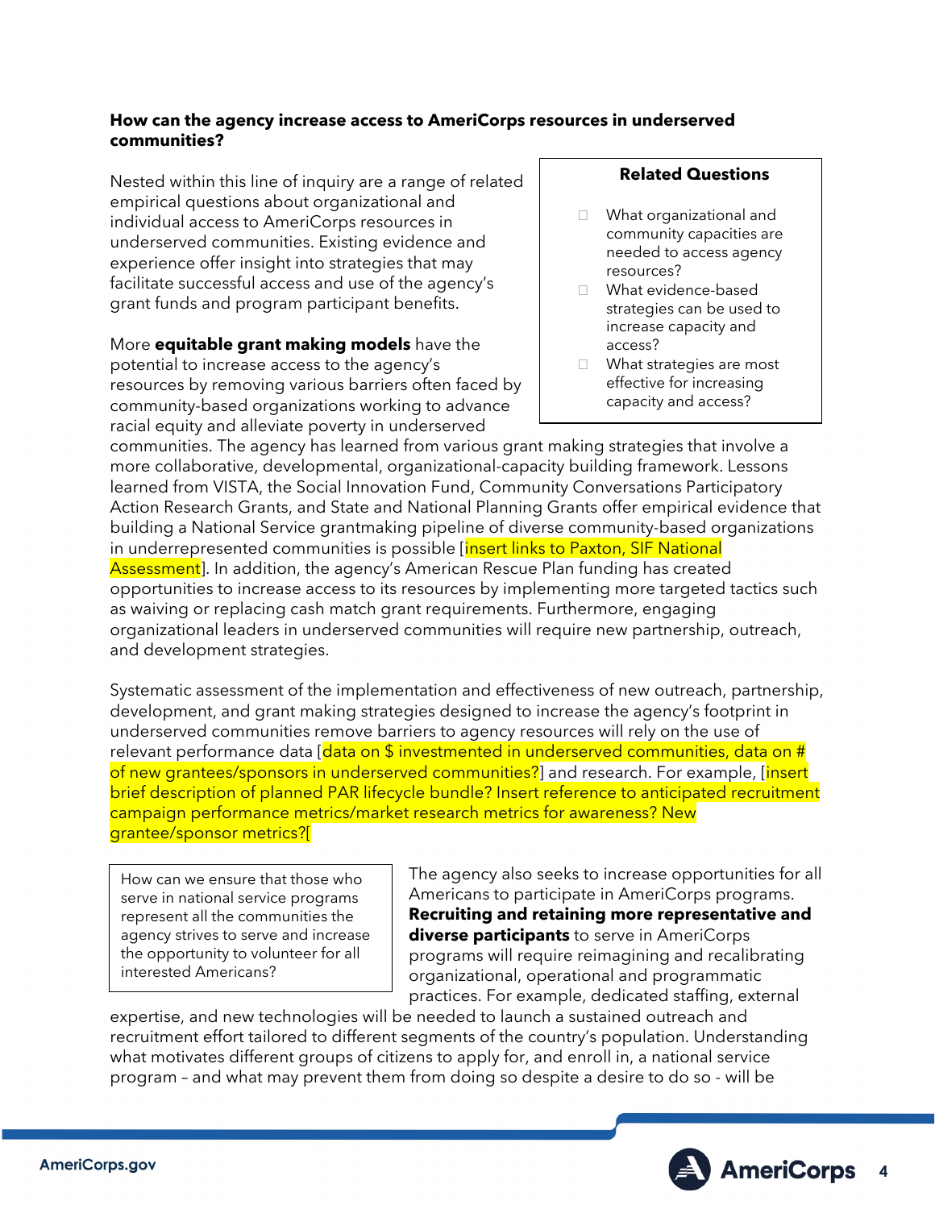**How can the agency increase access to AmeriCorps resources in underserved communities?**

Nested within this line of inquiry are a range of related empirical questions about organizational and individual access to AmeriCorps resources in underserved communities. Existing evidence and experience offer insight into strategies that may facilitate successful access and use of the agency's grant funds and program participant benefits.

> **Related Questions**
>
> - What organizational and community capacities are needed to access agency resources?
> - What evidence-based strategies can be used to increase capacity and access?
> - What strategies are most effective for increasing capacity and access?

More **equitable grant making models** have the potential to increase access to the agency's resources by removing various barriers often faced by community-based organizations working to advance racial equity and alleviate poverty in underserved communities. The agency has learned from various grant making strategies that involve a more collaborative, developmental, organizational-capacity building framework. Lessons learned from VISTA, the Social Innovation Fund, Community Conversations Participatory Action Research Grants, and State and National Planning Grants offer empirical evidence that building a National Service grantmaking pipeline of diverse community-based organizations in underrepresented communities is possible [insert links to Paxton, SIF National Assessment]. In addition, the agency's American Rescue Plan funding has created opportunities to increase access to its resources by implementing more targeted tactics such as waiving or replacing cash match grant requirements. Furthermore, engaging organizational leaders in underserved communities will require new partnership, outreach, and development strategies.

Systematic assessment of the implementation and effectiveness of new outreach, partnership, development, and grant making strategies designed to increase the agency's footprint in underserved communities remove barriers to agency resources will rely on the use of relevant performance data [data on $ investmented in underserved communities, data on # of new grantees/sponsors in underserved communities?] and research. For example, [insert brief description of planned PAR lifecycle bundle? Insert reference to anticipated recruitment campaign performance metrics/market research metrics for awareness? New grantee/sponsor metrics?[

> How can we ensure that those who serve in national service programs represent all the communities the agency strives to serve and increase the opportunity to volunteer for all interested Americans?

The agency also seeks to increase opportunities for all Americans to participate in AmeriCorps programs. **Recruiting and retaining more representative and diverse participants** to serve in AmeriCorps programs will require reimagining and recalibrating organizational, operational and programmatic practices. For example, dedicated staffing, external expertise, and new technologies will be needed to launch a sustained outreach and recruitment effort tailored to different segments of the country's population. Understanding what motivates different groups of citizens to apply for, and enroll in, a national service program – and what may prevent them from doing so despite a desire to do so - will be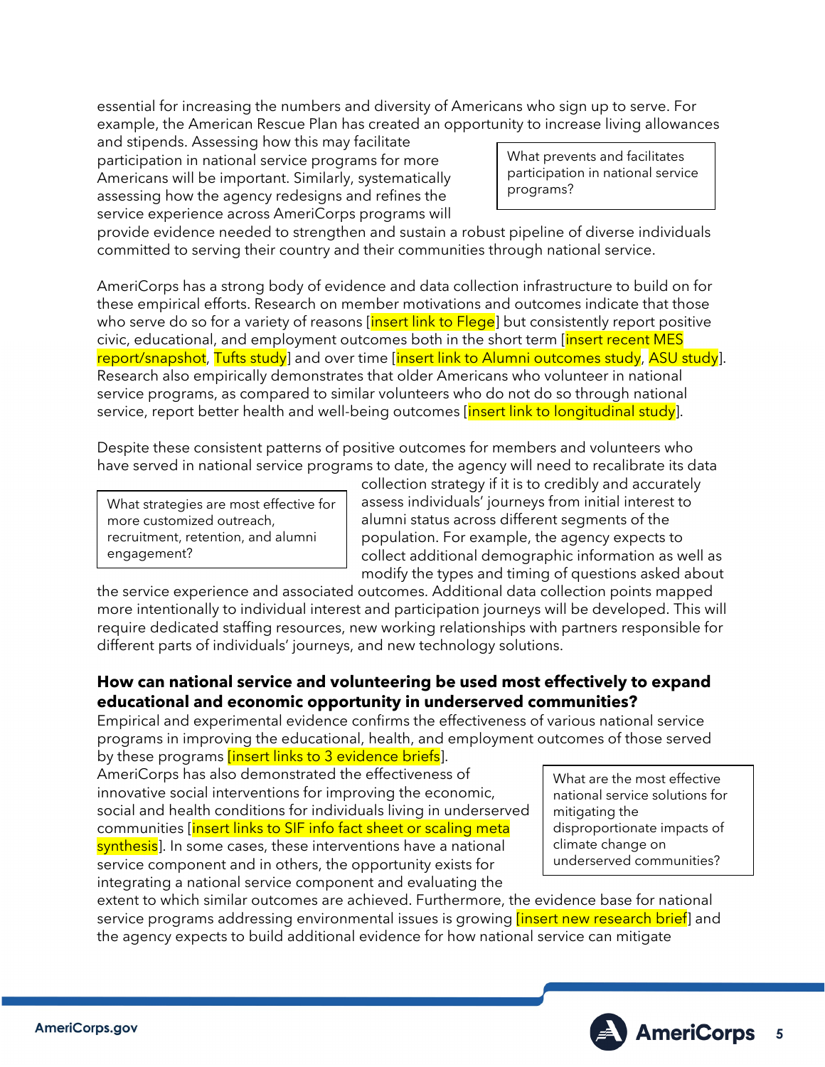essential for increasing the numbers and diversity of Americans who sign up to serve. For example, the American Rescue Plan has created an opportunity to increase living allowances and stipends. Assessing how this may facilitate participation in national service programs for more Americans will be important. Similarly, systematically assessing how the agency redesigns and refines the service experience across AmeriCorps programs will provide evidence needed to strengthen and sustain a robust pipeline of diverse individuals committed to serving their country and their communities through national service.

> What prevents and facilitates participation in national service programs?

AmeriCorps has a strong body of evidence and data collection infrastructure to build on for these empirical efforts. Research on member motivations and outcomes indicate that those who serve do so for a variety of reasons [insert link to Flege] but consistently report positive civic, educational, and employment outcomes both in the short term [insert recent MES report/snapshot, Tufts study] and over time [insert link to Alumni outcomes study, ASU study]. Research also empirically demonstrates that older Americans who volunteer in national service programs, as compared to similar volunteers who do not do so through national service, report better health and well-being outcomes [insert link to longitudinal study].

Despite these consistent patterns of positive outcomes for members and volunteers who have served in national service programs to date, the agency will need to recalibrate its data collection strategy if it is to credibly and accurately assess individuals' journeys from initial interest to alumni status across different segments of the population. For example, the agency expects to collect additional demographic information as well as modify the types and timing of questions asked about the service experience and associated outcomes. Additional data collection points mapped more intentionally to individual interest and participation journeys will be developed. This will require dedicated staffing resources, new working relationships with partners responsible for different parts of individuals' journeys, and new technology solutions.

> What strategies are most effective for more customized outreach, recruitment, retention, and alumni engagement?

**How can national service and volunteering be used most effectively to expand educational and economic opportunity in underserved communities?**

Empirical and experimental evidence confirms the effectiveness of various national service programs in improving the educational, health, and employment outcomes of those served by these programs [insert links to 3 evidence briefs].
AmeriCorps has also demonstrated the effectiveness of innovative social interventions for improving the economic, social and health conditions for individuals living in underserved communities [insert links to SIF info fact sheet or scaling meta synthesis]. In some cases, these interventions have a national service component and in others, the opportunity exists for integrating a national service component and evaluating the extent to which similar outcomes are achieved. Furthermore, the evidence base for national service programs addressing environmental issues is growing [insert new research brief] and the agency expects to build additional evidence for how national service can mitigate

> What are the most effective national service solutions for mitigating the disproportionate impacts of climate change on underserved communities?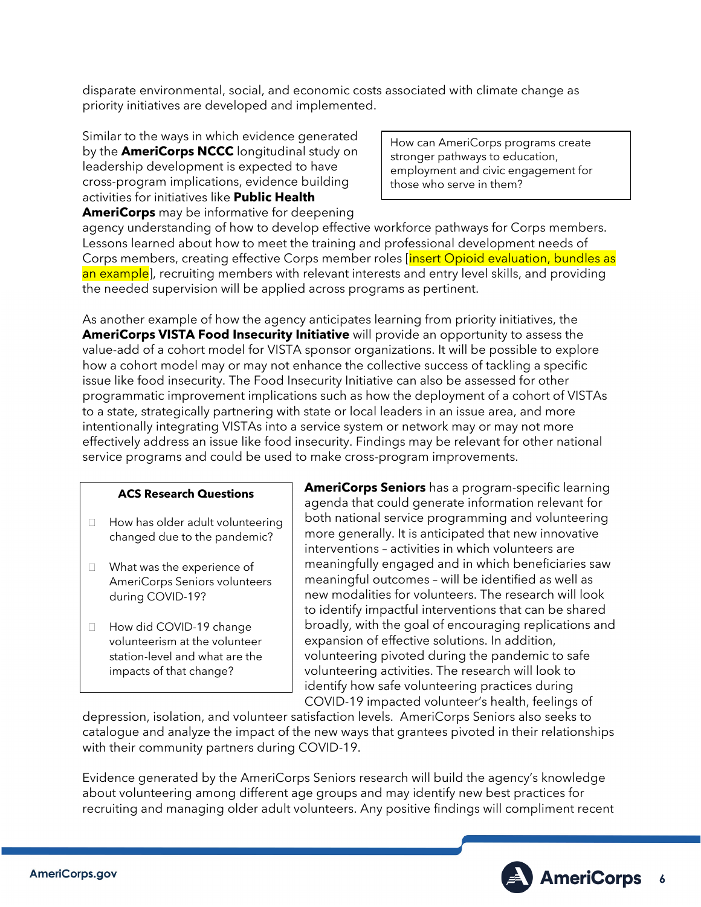disparate environmental, social, and economic costs associated with climate change as priority initiatives are developed and implemented.

> How can AmeriCorps programs create stronger pathways to education, employment and civic engagement for those who serve in them?

Similar to the ways in which evidence generated by the **AmeriCorps NCCC** longitudinal study on leadership development is expected to have cross-program implications, evidence building activities for initiatives like **Public Health AmeriCorps** may be informative for deepening agency understanding of how to develop effective workforce pathways for Corps members. Lessons learned about how to meet the training and professional development needs of Corps members, creating effective Corps member roles [insert Opioid evaluation, bundles as an example], recruiting members with relevant interests and entry level skills, and providing the needed supervision will be applied across programs as pertinent.

As another example of how the agency anticipates learning from priority initiatives, the **AmeriCorps VISTA Food Insecurity Initiative** will provide an opportunity to assess the value-add of a cohort model for VISTA sponsor organizations. It will be possible to explore how a cohort model may or may not enhance the collective success of tackling a specific issue like food insecurity. The Food Insecurity Initiative can also be assessed for other programmatic improvement implications such as how the deployment of a cohort of VISTAs to a state, strategically partnering with state or local leaders in an issue area, and more intentionally integrating VISTAs into a service system or network may or may not more effectively address an issue like food insecurity. Findings may be relevant for other national service programs and could be used to make cross-program improvements.

> **ACS Research Questions**
>
> - How has older adult volunteering changed due to the pandemic?
> - What was the experience of AmeriCorps Seniors volunteers during COVID-19?
> - How did COVID-19 change volunteerism at the volunteer station-level and what are the impacts of that change?

**AmeriCorps Seniors** has a program-specific learning agenda that could generate information relevant for both national service programming and volunteering more generally. It is anticipated that new innovative interventions – activities in which volunteers are meaningfully engaged and in which beneficiaries saw meaningful outcomes – will be identified as well as new modalities for volunteers. The research will look to identify impactful interventions that can be shared broadly, with the goal of encouraging replications and expansion of effective solutions. In addition, volunteering pivoted during the pandemic to safe volunteering activities. The research will look to identify how safe volunteering practices during COVID-19 impacted volunteer's health, feelings of depression, isolation, and volunteer satisfaction levels. AmeriCorps Seniors also seeks to catalogue and analyze the impact of the new ways that grantees pivoted in their relationships with their community partners during COVID-19.

Evidence generated by the AmeriCorps Seniors research will build the agency's knowledge about volunteering among different age groups and may identify new best practices for recruiting and managing older adult volunteers. Any positive findings will compliment recent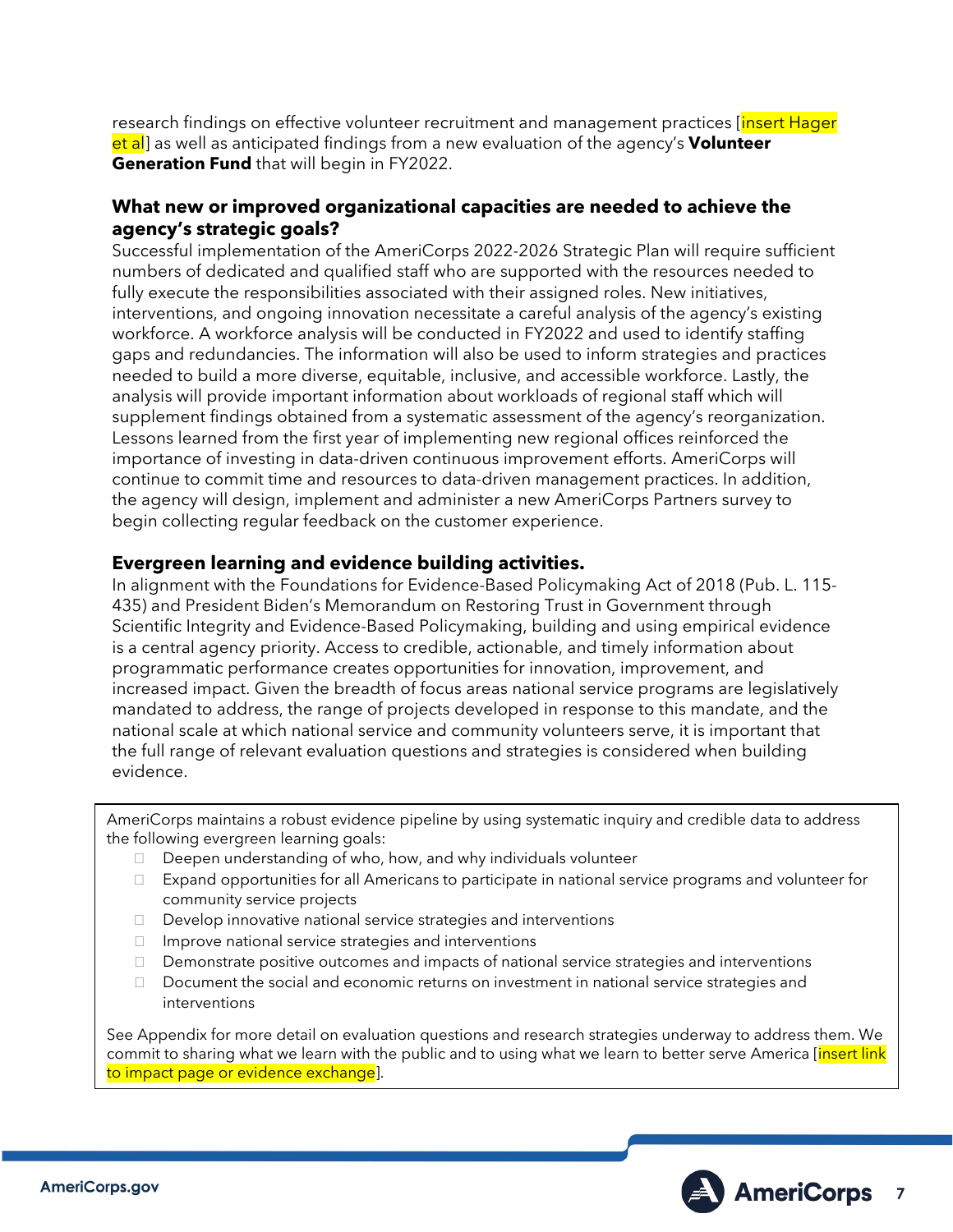research findings on effective volunteer recruitment and management practices [insert Hager et al] as well as anticipated findings from a new evaluation of the agency's **Volunteer Generation Fund** that will begin in FY2022.

### What new or improved organizational capacities are needed to achieve the agency's strategic goals?

Successful implementation of the AmeriCorps 2022-2026 Strategic Plan will require sufficient numbers of dedicated and qualified staff who are supported with the resources needed to fully execute the responsibilities associated with their assigned roles. New initiatives, interventions, and ongoing innovation necessitate a careful analysis of the agency's existing workforce. A workforce analysis will be conducted in FY2022 and used to identify staffing gaps and redundancies. The information will also be used to inform strategies and practices needed to build a more diverse, equitable, inclusive, and accessible workforce. Lastly, the analysis will provide important information about workloads of regional staff which will supplement findings obtained from a systematic assessment of the agency's reorganization. Lessons learned from the first year of implementing new regional offices reinforced the importance of investing in data-driven continuous improvement efforts. AmeriCorps will continue to commit time and resources to data-driven management practices. In addition, the agency will design, implement and administer a new AmeriCorps Partners survey to begin collecting regular feedback on the customer experience.

### Evergreen learning and evidence building activities.

In alignment with the Foundations for Evidence-Based Policymaking Act of 2018 (Pub. L. 115-435) and President Biden's Memorandum on Restoring Trust in Government through Scientific Integrity and Evidence-Based Policymaking, building and using empirical evidence is a central agency priority. Access to credible, actionable, and timely information about programmatic performance creates opportunities for innovation, improvement, and increased impact. Given the breadth of focus areas national service programs are legislatively mandated to address, the range of projects developed in response to this mandate, and the national scale at which national service and community volunteers serve, it is important that the full range of relevant evaluation questions and strategies is considered when building evidence.

AmeriCorps maintains a robust evidence pipeline by using systematic inquiry and credible data to address the following evergreen learning goals:

- Deepen understanding of who, how, and why individuals volunteer
- Expand opportunities for all Americans to participate in national service programs and volunteer for community service projects
- Develop innovative national service strategies and interventions
- Improve national service strategies and interventions
- Demonstrate positive outcomes and impacts of national service strategies and interventions
- Document the social and economic returns on investment in national service strategies and interventions

See Appendix for more detail on evaluation questions and research strategies underway to address them. We commit to sharing what we learn with the public and to using what we learn to better serve America [insert link to impact page or evidence exchange].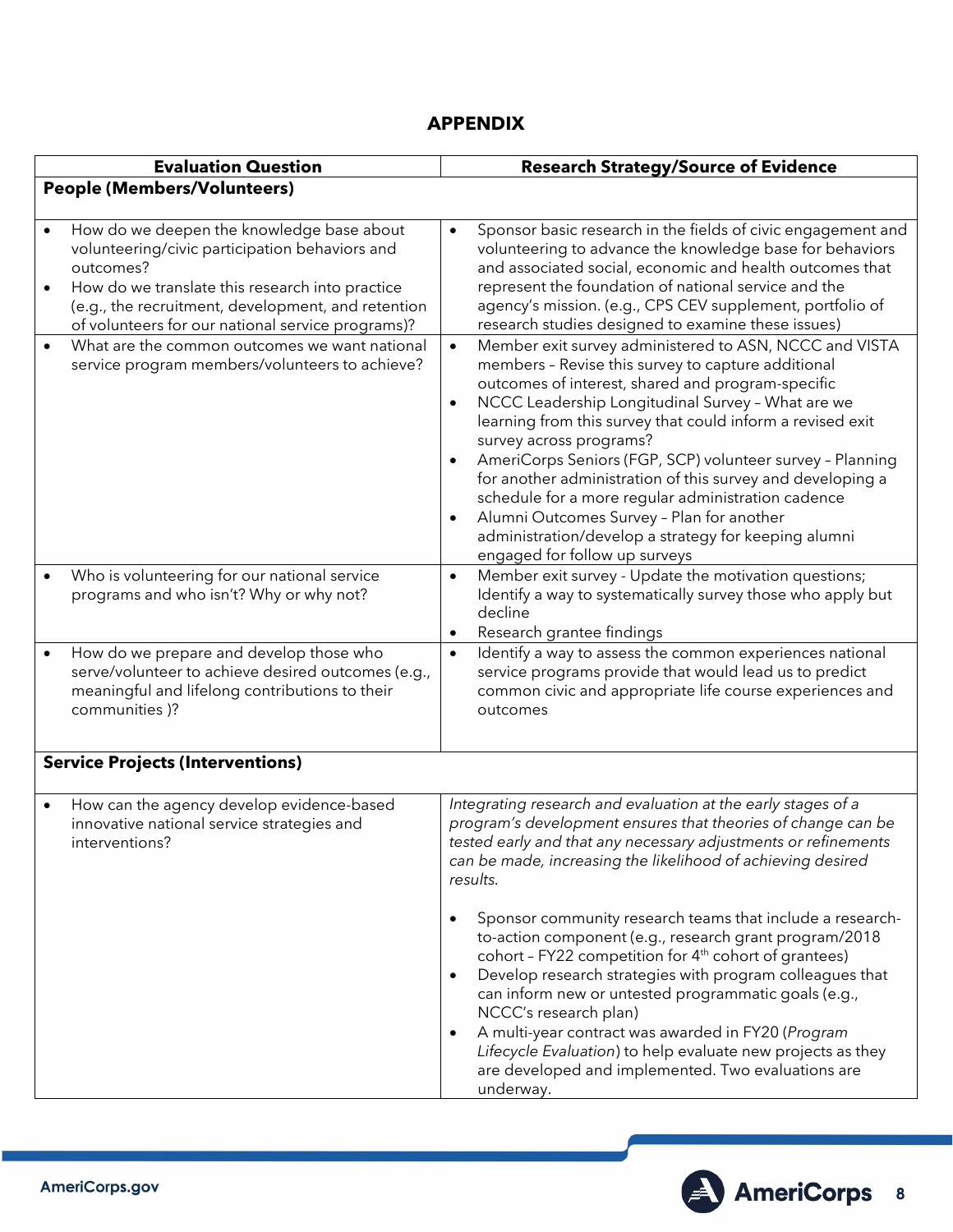## APPENDIX

| Evaluation Question | Research Strategy/Source of Evidence |
|---|---|
| **People (Members/Volunteers)** | |
| • How do we deepen the knowledge base about volunteering/civic participation behaviors and outcomes?<br>• How do we translate this research into practice (e.g., the recruitment, development, and retention of volunteers for our national service programs)? | • Sponsor basic research in the fields of civic engagement and volunteering to advance the knowledge base for behaviors and associated social, economic and health outcomes that represent the foundation of national service and the agency's mission. (e.g., CPS CEV supplement, portfolio of research studies designed to examine these issues) |
| • What are the common outcomes we want national service program members/volunteers to achieve? | • Member exit survey administered to ASN, NCCC and VISTA members – Revise this survey to capture additional outcomes of interest, shared and program-specific<br>• NCCC Leadership Longitudinal Survey – What are we learning from this survey that could inform a revised exit survey across programs?<br>• AmeriCorps Seniors (FGP, SCP) volunteer survey – Planning for another administration of this survey and developing a schedule for a more regular administration cadence<br>• Alumni Outcomes Survey – Plan for another administration/develop a strategy for keeping alumni engaged for follow up surveys |
| • Who is volunteering for our national service programs and who isn't? Why or why not? | • Member exit survey - Update the motivation questions; Identify a way to systematically survey those who apply but decline<br>• Research grantee findings |
| • How do we prepare and develop those who serve/volunteer to achieve desired outcomes (e.g., meaningful and lifelong contributions to their communities )? | • Identify a way to assess the common experiences national service programs provide that would lead us to predict common civic and appropriate life course experiences and outcomes |
| **Service Projects (Interventions)** | |
| • How can the agency develop evidence-based innovative national service strategies and interventions? | *Integrating research and evaluation at the early stages of a program's development ensures that theories of change can be tested early and that any necessary adjustments or refinements can be made, increasing the likelihood of achieving desired results.*<br><br>• Sponsor community research teams that include a research-to-action component (e.g., research grant program/2018 cohort – FY22 competition for 4th cohort of grantees)<br>• Develop research strategies with program colleagues that can inform new or untested programmatic goals (e.g., NCCC's research plan)<br>• A multi-year contract was awarded in FY20 (*Program Lifecycle Evaluation*) to help evaluate new projects as they are developed and implemented. Two evaluations are underway. |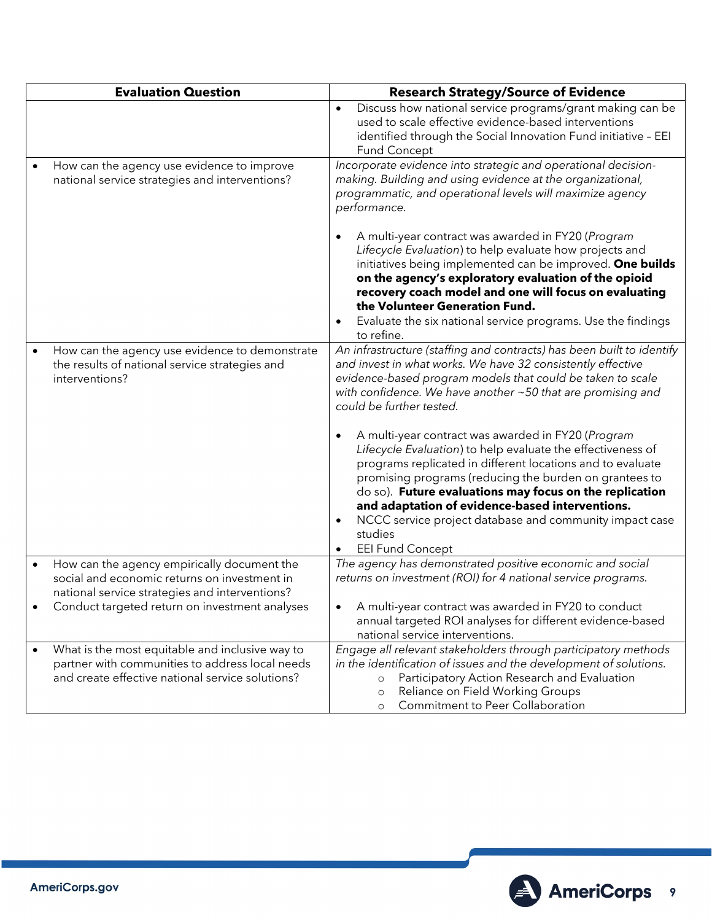| Evaluation Question | Research Strategy/Source of Evidence |
|---|---|
| | • Discuss how national service programs/grant making can be used to scale effective evidence-based interventions identified through the Social Innovation Fund initiative – EEI Fund Concept |
| • How can the agency use evidence to improve national service strategies and interventions? | *Incorporate evidence into strategic and operational decision-making. Building and using evidence at the organizational, programmatic, and operational levels will maximize agency performance.*<br><br>• A multi-year contract was awarded in FY20 (*Program Lifecycle Evaluation*) to help evaluate how projects and initiatives being implemented can be improved. **One builds on the agency's exploratory evaluation of the opioid recovery coach model and one will focus on evaluating the Volunteer Generation Fund.**<br>• Evaluate the six national service programs. Use the findings to refine. |
| • How can the agency use evidence to demonstrate the results of national service strategies and interventions? | *An infrastructure (staffing and contracts) has been built to identify and invest in what works. We have 32 consistently effective evidence-based program models that could be taken to scale with confidence. We have another ~50 that are promising and could be further tested.*<br><br>• A multi-year contract was awarded in FY20 (*Program Lifecycle Evaluation*) to help evaluate the effectiveness of programs replicated in different locations and to evaluate promising programs (reducing the burden on grantees to do so). **Future evaluations may focus on the replication and adaptation of evidence-based interventions.**<br>• NCCC service project database and community impact case studies<br>• EEI Fund Concept |
| • How can the agency empirically document the social and economic returns on investment in national service strategies and interventions?<br>• Conduct targeted return on investment analyses | *The agency has demonstrated positive economic and social returns on investment (ROI) for 4 national service programs.*<br><br>• A multi-year contract was awarded in FY20 to conduct annual targeted ROI analyses for different evidence-based national service interventions. |
| • What is the most equitable and inclusive way to partner with communities to address local needs and create effective national service solutions? | *Engage all relevant stakeholders through participatory methods in the identification of issues and the development of solutions.*<br>o Participatory Action Research and Evaluation<br>o Reliance on Field Working Groups<br>o Commitment to Peer Collaboration |